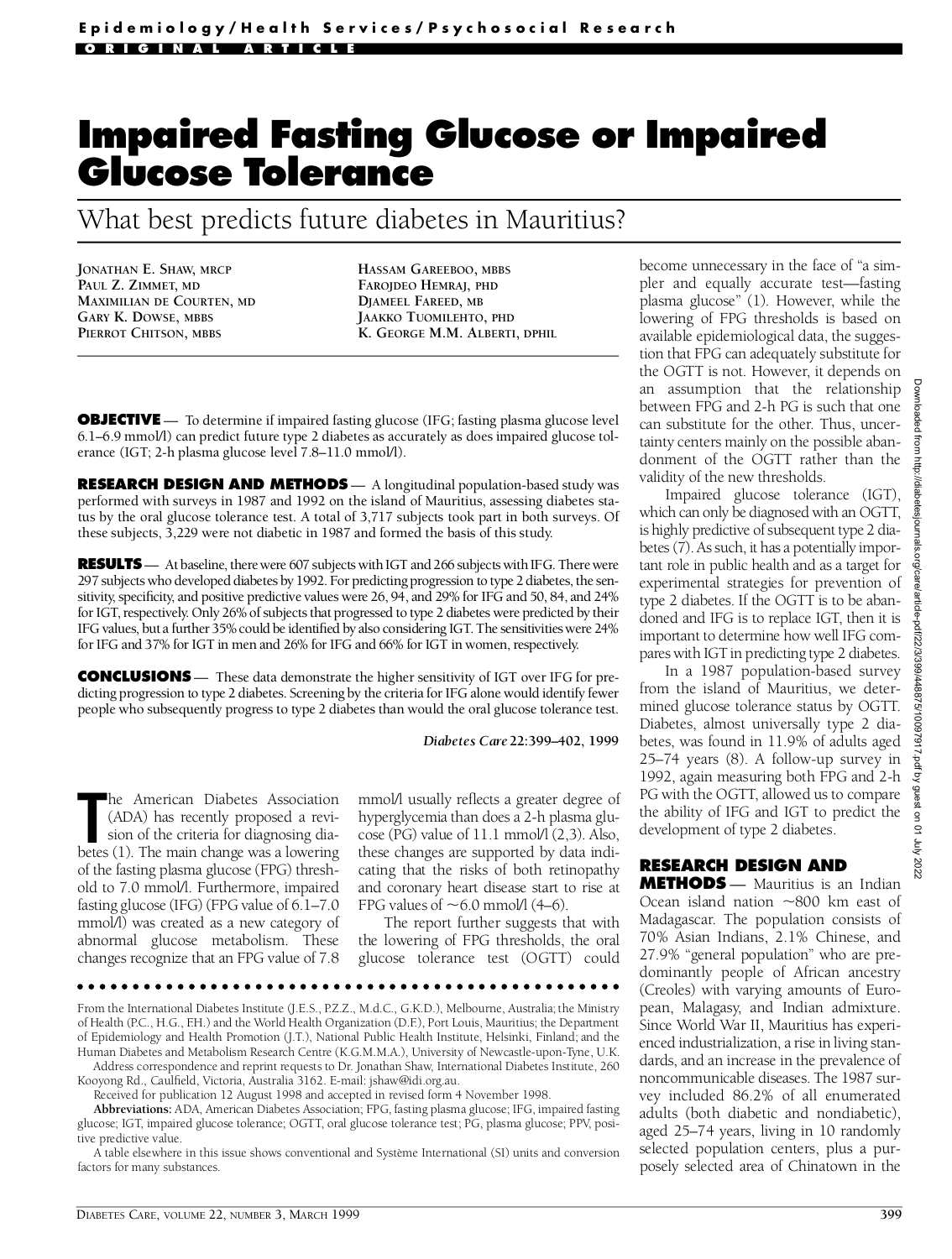Epidemiology/Health Services/Psychosocial Research

ORIGINAL ARTICLE

# Impaired Fasting Glucose or Impaired Glucose Tolerance

## What best predicts future diabetes in Mauritius?

JONATHAN E. SHAW, MRCP
PAUL Z. ZIMMET, MD
MAXIMILIAN DE COURTEN, MD
GARY K. DOWSE, MBBS
PIERROT CHITSON, MBBS
HASSAM GAREEBOO, MBBS
FAROJDEO HEMRAJ, PHD
DJAMEEL FAREED, MB
JAAKKO TUOMILEHTO, PHD
K. GEORGE M.M. ALBERTI, DPHIL

**OBJECTIVE** — To determine if impaired fasting glucose (IFG; fasting plasma glucose level 6.1–6.9 mmol/l) can predict future type 2 diabetes as accurately as does impaired glucose tolerance (IGT; 2-h plasma glucose level 7.8–11.0 mmol/l).

**RESEARCH DESIGN AND METHODS** — A longitudinal population-based study was performed with surveys in 1987 and 1992 on the island of Mauritius, assessing diabetes status by the oral glucose tolerance test. A total of 3,717 subjects took part in both surveys. Of these subjects, 3,229 were not diabetic in 1987 and formed the basis of this study.

**RESULTS** — At baseline, there were 607 subjects with IGT and 266 subjects with IFG. There were 297 subjects who developed diabetes by 1992. For predicting progression to type 2 diabetes, the sensitivity, specificity, and positive predictive values were 26, 94, and 29% for IFG and 50, 84, and 24% for IGT, respectively. Only 26% of subjects that progressed to type 2 diabetes were predicted by their IFG values, but a further 35% could be identified by also considering IGT. The sensitivities were 24% for IFG and 37% for IGT in men and 26% for IFG and 66% for IGT in women, respectively.

**CONCLUSIONS** — These data demonstrate the higher sensitivity of IGT over IFG for predicting progression to type 2 diabetes. Screening by the criteria for IFG alone would identify fewer people who subsequently progress to type 2 diabetes than would the oral glucose tolerance test.

*Diabetes Care* 22:399–402, 1999

The American Diabetes Association (ADA) has recently proposed a revision of the criteria for diagnosing diabetes (1). The main change was a lowering of the fasting plasma glucose (FPG) threshold to 7.0 mmol/l. Furthermore, impaired fasting glucose (IFG) (FPG value of 6.1–7.0 mmol/l) was created as a new category of abnormal glucose metabolism. These changes recognize that an FPG value of 7.8 mmol/l usually reflects a greater degree of hyperglycemia than does a 2-h plasma glucose (PG) value of 11.1 mmol/l (2,3). Also, these changes are supported by data indicating that the risks of both retinopathy and coronary heart disease start to rise at FPG values of ~6.0 mmol/l (4–6).

The report further suggests that with the lowering of FPG thresholds, the oral glucose tolerance test (OGTT) could become unnecessary in the face of "a simpler and equally accurate test—fasting plasma glucose" (1). However, while the lowering of FPG thresholds is based on available epidemiological data, the suggestion that FPG can adequately substitute for the OGTT is not. However, it depends on an assumption that the relationship between FPG and 2-h PG is such that one can substitute for the other. Thus, uncertainty centers mainly on the possible abandonment of the OGTT rather than the validity of the new thresholds.

Impaired glucose tolerance (IGT), which can only be diagnosed with an OGTT, is highly predictive of subsequent type 2 diabetes (7). As such, it has a potentially important role in public health and as a target for experimental strategies for prevention of type 2 diabetes. If the OGTT is to be abandoned and IFG is to replace IGT, then it is important to determine how well IFG compares with IGT in predicting type 2 diabetes.

In a 1987 population-based survey from the island of Mauritius, we determined glucose tolerance status by OGTT. Diabetes, almost universally type 2 diabetes, was found in 11.9% of adults aged 25–74 years (8). A follow-up survey in 1992, again measuring both FPG and 2-h PG with the OGTT, allowed us to compare the ability of IFG and IGT to predict the development of type 2 diabetes.

## RESEARCH DESIGN AND METHODS

Mauritius is an Indian Ocean island nation ~800 km east of Madagascar. The population consists of 70% Asian Indians, 2.1% Chinese, and 27.9% "general population" who are predominantly people of African ancestry (Creoles) with varying amounts of European, Malagasy, and Indian admixture. Since World War II, Mauritius has experienced industrialization, a rise in living standards, and an increase in the prevalence of noncommunicable diseases. The 1987 survey included 86.2% of all enumerated adults (both diabetic and nondiabetic), aged 25–74 years, living in 10 randomly selected population centers, plus a purposely selected area of Chinatown in the

From the International Diabetes Institute (J.E.S., P.Z.Z., M.d.C., G.K.D.), Melbourne, Australia; the Ministry of Health (P.C., H.G., F.H.) and the World Health Organization (D.F.), Port Louis, Mauritius; the Department of Epidemiology and Health Promotion (J.T.), National Public Health Institute, Helsinki, Finland; and the Human Diabetes and Metabolism Research Centre (K.G.M.M.A.), University of Newcastle-upon-Tyne, U.K.

Address correspondence and reprint requests to Dr. Jonathan Shaw, International Diabetes Institute, 260 Kooyong Rd., Caulfield, Victoria, Australia 3162. E-mail: jshaw@idi.org.au.

Received for publication 12 August 1998 and accepted in revised form 4 November 1998.

**Abbreviations:** ADA, American Diabetes Association; FPG, fasting plasma glucose; IFG, impaired fasting glucose; IGT, impaired glucose tolerance; OGTT, oral glucose tolerance test; PG, plasma glucose; PPV, positive predictive value.

A table elsewhere in this issue shows conventional and Système International (SI) units and conversion factors for many substances.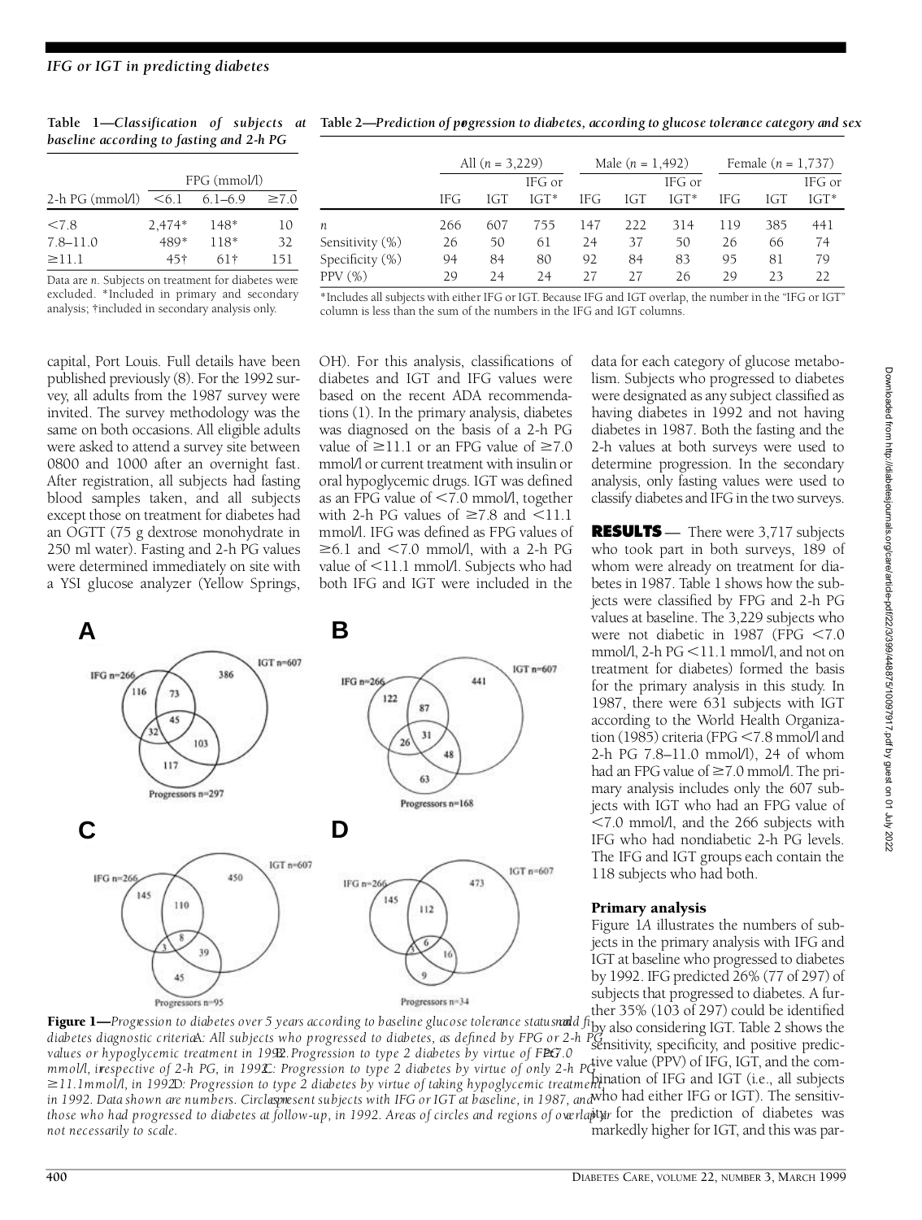**Table 1—***Classification of subjects at baseline according to fasting and 2-h PG*

| 2-h PG (mmol/l) | FPG (mmol/l) <6.1 | 6.1–6.9 | ≥7.0 |
|---|---|---|---|
| <7.8 | 2,474* | 148* | 10 |
| 7.8–11.0 | 489* | 118* | 32 |
| ≥11.1 | 45† | 61† | 151 |

Data are *n*. Subjects on treatment for diabetes were excluded. *Included in primary and secondary analysis; †included in secondary analysis only.

**Table 2—***Prediction of progression to diabetes, according to glucose tolerance category and sex*

| | All (*n* = 3,229) | | | Male (*n* = 1,492) | | | Female (*n* = 1,737) | | |
|---|---|---|---|---|---|---|---|---|---|
| | IFG | IGT | IFG or IGT* | IFG | IGT | IFG or IGT* | IFG | IGT | IFG or IGT* |
| *n* | 266 | 607 | 755 | 147 | 222 | 314 | 119 | 385 | 441 |
| Sensitivity (%) | 26 | 50 | 61 | 24 | 37 | 50 | 26 | 66 | 74 |
| Specificity (%) | 94 | 84 | 80 | 92 | 84 | 83 | 95 | 81 | 79 |
| PPV (%) | 29 | 24 | 24 | 27 | 27 | 26 | 29 | 23 | 22 |

*Includes all subjects with either IFG or IGT. Because IFG and IGT overlap, the number in the "IFG or IGT" column is less than the sum of the numbers in the IFG and IGT columns.

capital, Port Louis. Full details have been published previously (8). For the 1992 survey, all adults from the 1987 survey were invited. The survey methodology was the same on both occasions. All eligible adults were asked to attend a survey site between 0800 and 1000 after an overnight fast. After registration, all subjects had fasting blood samples taken, and all subjects except those on treatment for diabetes had an OGTT (75 g dextrose monohydrate in 250 ml water). Fasting and 2-h PG values were determined immediately on site with a YSI glucose analyzer (Yellow Springs, OH). For this analysis, classifications of diabetes and IGT and IFG values were based on the recent ADA recommendations (1). In the primary analysis, diabetes was diagnosed on the basis of a 2-h PG value of ≥11.1 or an FPG value of ≥7.0 mmol/l or current treatment with insulin or oral hypoglycemic drugs. IGT was defined as an FPG value of <7.0 mmol/l, together with 2-h PG values of ≥7.8 and <11.1 mmol/l. IFG was defined as FPG values of ≥6.1 and <7.0 mmol/l, with a 2-h PG value of <11.1 mmol/l. Subjects who had both IFG and IGT were included in the data for each category of glucose metabolism. Subjects who progressed to diabetes were designated as any subject classified as having diabetes in 1992 and not having diabetes in 1987. Both the fasting and the 2-h values at both surveys were used to determine progression. In the secondary analysis, only fasting values were used to classify diabetes and IFG in the two surveys.

**Figure 1—***Progression to diabetes over 5 years according to baseline glucose tolerance status and five diabetes diagnostic criteria. A: All subjects who progressed to diabetes, as defined by FPG or 2-h PG values or hypoglycemic treatment in 1992. B: Progression to type 2 diabetes by virtue of FPG ≥7.0 mmol/l, irrespective of 2-h PG, in 1992. C: Progression to type 2 diabetes by virtue of only 2-h PG ≥11.1mmol/l, in 1992. D: Progression to type 2 diabetes by virtue of taking hypoglycemic treatment in 1992. Data shown are numbers. Circles represent subjects with IFG or IGT at baseline, in 1987, and those who had progressed to diabetes at follow-up, in 1992. Areas of circles and regions of overlap are not necessarily to scale.*

**RESULTS** — There were 3,717 subjects who took part in both surveys, 189 of whom were already on treatment for diabetes in 1987. Table 1 shows how the subjects were classified by FPG and 2-h PG values at baseline. The 3,229 subjects who were not diabetic in 1987 (FPG <7.0 mmol/l, 2-h PG <11.1 mmol/l, and not on treatment for diabetes) formed the basis for the primary analysis in this study. In 1987, there were 631 subjects with IGT according to the World Health Organization (1985) criteria (FPG <7.8 mmol/l and 2-h PG 7.8–11.0 mmol/l), 24 of whom had an FPG value of ≥7.0 mmol/l. The primary analysis includes only the 607 subjects with IGT who had an FPG value of <7.0 mmol/l, and the 266 subjects with IFG who had nondiabetic 2-h PG levels. The IFG and IGT groups each contain the 118 subjects who had both.

### Primary analysis

Figure 1*A* illustrates the numbers of subjects in the primary analysis with IFG and IGT at baseline who progressed to diabetes by 1992. IFG predicted 26% (77 of 297) of subjects that progressed to diabetes. A further 35% (103 of 297) could be identified by also considering IGT. Table 2 shows the sensitivity, specificity, and positive predictive value (PPV) of IFG, IGT, and the combination of IFG and IGT (i.e., all subjects who had either IFG or IGT). The sensitivity for the prediction of diabetes was markedly higher for IGT, and this was par-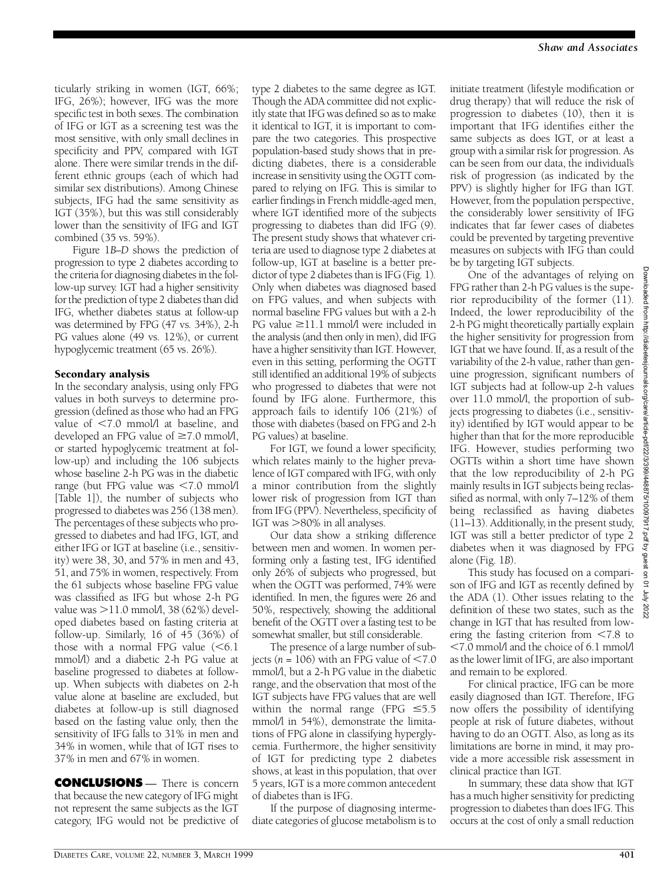ticularly striking in women (IGT, 66%; IFG, 26%); however, IFG was the more specific test in both sexes. The combination of IFG or IGT as a screening test was the most sensitive, with only small declines in specificity and PPV, compared with IGT alone. There were similar trends in the different ethnic groups (each of which had similar sex distributions). Among Chinese subjects, IFG had the same sensitivity as IGT (35%), but this was still considerably lower than the sensitivity of IFG and IGT combined (35 vs. 59%).

Figure 1*B–D* shows the prediction of progression to type 2 diabetes according to the criteria for diagnosing diabetes in the follow-up survey. IGT had a higher sensitivity for the prediction of type 2 diabetes than did IFG, whether diabetes status at follow-up was determined by FPG (47 vs. 34%), 2-h PG values alone (49 vs. 12%), or current hypoglycemic treatment (65 vs. 26%).

### Secondary analysis

In the secondary analysis, using only FPG values in both surveys to determine progression (defined as those who had an FPG value of <7.0 mmol/l at baseline, and developed an FPG value of ≥7.0 mmol/l, or started hypoglycemic treatment at follow-up) and including the 106 subjects whose baseline 2-h PG was in the diabetic range (but FPG value was <7.0 mmol/l [Table 1]), the number of subjects who progressed to diabetes was 256 (138 men). The percentages of these subjects who progressed to diabetes and had IFG, IGT, and either IFG or IGT at baseline (i.e., sensitivity) were 38, 30, and 57% in men and 43, 51, and 75% in women, respectively. From the 61 subjects whose baseline FPG value was classified as IFG but whose 2-h PG value was >11.0 mmol/l, 38 (62%) developed diabetes based on fasting criteria at follow-up. Similarly, 16 of 45 (36%) of those with a normal FPG value (<6.1 mmol/l) and a diabetic 2-h PG value at baseline progressed to diabetes at follow-up. When subjects with diabetes on 2-h value alone at baseline are excluded, but diabetes at follow-up is still diagnosed based on the fasting value only, then the sensitivity of IFG falls to 31% in men and 34% in women, while that of IGT rises to 37% in men and 67% in women.

## CONCLUSIONS

There is concern that because the new category of IFG might not represent the same subjects as the IGT category, IFG would not be predictive of type 2 diabetes to the same degree as IGT. Though the ADA committee did not explicitly state that IFG was defined so as to make it identical to IGT, it is important to compare the two categories. This prospective population-based study shows that in predicting diabetes, there is a considerable increase in sensitivity using the OGTT compared to relying on IFG. This is similar to earlier findings in French middle-aged men, where IGT identified more of the subjects progressing to diabetes than did IFG (9). The present study shows that whatever criteria are used to diagnose type 2 diabetes at follow-up, IGT at baseline is a better predictor of type 2 diabetes than is IFG (Fig. 1). Only when diabetes was diagnosed based on FPG values, and when subjects with normal baseline FPG values but with a 2-h PG value ≥11.1 mmol/l were included in the analysis (and then only in men), did IFG have a higher sensitivity than IGT. However, even in this setting, performing the OGTT still identified an additional 19% of subjects who progressed to diabetes that were not found by IFG alone. Furthermore, this approach fails to identify 106 (21%) of those with diabetes (based on FPG and 2-h PG values) at baseline.

For IGT, we found a lower specificity, which relates mainly to the higher prevalence of IGT compared with IFG, with only a minor contribution from the slightly lower risk of progression from IGT than from IFG (PPV). Nevertheless, specificity of IGT was >80% in all analyses.

Our data show a striking difference between men and women. In women performing only a fasting test, IFG identified only 26% of subjects who progressed, but when the OGTT was performed, 74% were identified. In men, the figures were 26 and 50%, respectively, showing the additional benefit of the OGTT over a fasting test to be somewhat smaller, but still considerable.

The presence of a large number of subjects ($n$ = 106) with an FPG value of <7.0 mmol/l, but a 2-h PG value in the diabetic range, and the observation that most of the IGT subjects have FPG values that are well within the normal range (FPG ≤5.5 mmol/l in 54%), demonstrate the limitations of FPG alone in classifying hyperglycemia. Furthermore, the higher sensitivity of IGT for predicting type 2 diabetes shows, at least in this population, that over 5 years, IGT is a more common antecedent of diabetes than is IFG.

If the purpose of diagnosing intermediate categories of glucose metabolism is to initiate treatment (lifestyle modification or drug therapy) that will reduce the risk of progression to diabetes (10), then it is important that IFG identifies either the same subjects as does IGT, or at least a group with a similar risk for progression. As can be seen from our data, the individual's risk of progression (as indicated by the PPV) is slightly higher for IFG than IGT. However, from the population perspective, the considerably lower sensitivity of IFG indicates that far fewer cases of diabetes could be prevented by targeting preventive measures on subjects with IFG than could be by targeting IGT subjects.

One of the advantages of relying on FPG rather than 2-h PG values is the superior reproducibility of the former (11). Indeed, the lower reproducibility of the 2-h PG might theoretically partially explain the higher sensitivity for progression from IGT that we have found. If, as a result of the variability of the 2-h value, rather than genuine progression, significant numbers of IGT subjects had at follow-up 2-h values over 11.0 mmol/l, the proportion of subjects progressing to diabetes (i.e., sensitivity) identified by IGT would appear to be higher than that for the more reproducible IFG. However, studies performing two OGTTs within a short time have shown that the low reproducibility of 2-h PG mainly results in IGT subjects being reclassified as normal, with only 7–12% of them being reclassified as having diabetes (11–13). Additionally, in the present study, IGT was still a better predictor of type 2 diabetes when it was diagnosed by FPG alone (Fig. 1*B*).

This study has focused on a comparison of IFG and IGT as recently defined by the ADA (1). Other issues relating to the definition of these two states, such as the change in IGT that has resulted from lowering the fasting criterion from <7.8 to <7.0 mmol/l and the choice of 6.1 mmol/l as the lower limit of IFG, are also important and remain to be explored.

For clinical practice, IFG can be more easily diagnosed than IGT. Therefore, IFG now offers the possibility of identifying people at risk of future diabetes, without having to do an OGTT. Also, as long as its limitations are borne in mind, it may provide a more accessible risk assessment in clinical practice than IGT.

In summary, these data show that IGT has a much higher sensitivity for predicting progression to diabetes than does IFG. This occurs at the cost of only a small reduction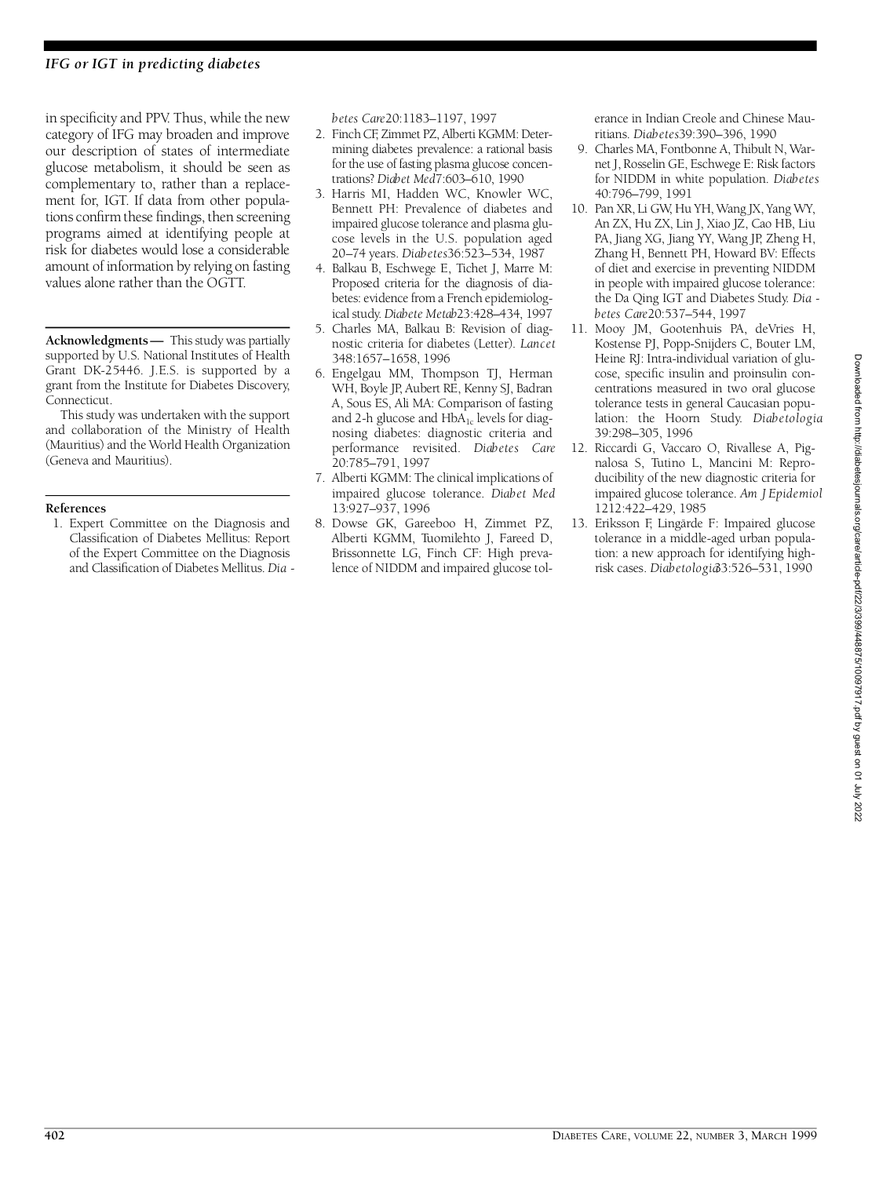in specificity and PPV. Thus, while the new category of IFG may broaden and improve our description of states of intermediate glucose metabolism, it should be seen as complementary to, rather than a replacement for, IGT. If data from other populations confirm these findings, then screening programs aimed at identifying people at risk for diabetes would lose a considerable amount of information by relying on fasting values alone rather than the OGTT.

**Acknowledgments**— This study was partially supported by U.S. National Institutes of Health Grant DK-25446. J.E.S. is supported by a grant from the Institute for Diabetes Discovery, Connecticut.

This study was undertaken with the support and collaboration of the Ministry of Health (Mauritius) and the World Health Organization (Geneva and Mauritius).

## References

1. Expert Committee on the Diagnosis and Classification of Diabetes Mellitus: Report of the Expert Committee on the Diagnosis and Classification of Diabetes Mellitus. *Diabetes Care* 20:1183–1197, 1997
2. Finch CF, Zimmet PZ, Alberti KGMM: Determining diabetes prevalence: a rational basis for the use of fasting plasma glucose concentrations? *Diabet Med* 7:603–610, 1990
3. Harris MI, Hadden WC, Knowler WC, Bennett PH: Prevalence of diabetes and impaired glucose tolerance and plasma glucose levels in the U.S. population aged 20–74 years. *Diabetes* 36:523–534, 1987
4. Balkau B, Eschwege E, Tichet J, Marre M: Proposed criteria for the diagnosis of diabetes: evidence from a French epidemiological study. *Diabete Metab* 23:428–434, 1997
5. Charles MA, Balkau B: Revision of diagnostic criteria for diabetes (Letter). *Lancet* 348:1657–1658, 1996
6. Engelgau MM, Thompson TJ, Herman WH, Boyle JP, Aubert RE, Kenny SJ, Badran A, Sous ES, Ali MA: Comparison of fasting and 2-h glucose and $HbA_{1c}$ levels for diagnosing diabetes: diagnostic criteria and performance revisited. *Diabetes Care* 20:785–791, 1997
7. Alberti KGMM: The clinical implications of impaired glucose tolerance. *Diabet Med* 13:927–937, 1996
8. Dowse GK, Gareeboo H, Zimmet PZ, Alberti KGMM, Tuomilehto J, Fareed D, Brissonnette LG, Finch CF: High prevalence of NIDDM and impaired glucose tolerance in Indian Creole and Chinese Mauritians. *Diabetes* 39:390–396, 1990
9. Charles MA, Fontbonne A, Thibult N, Warnet J, Rosselin GE, Eschwege E: Risk factors for NIDDM in white population. *Diabetes* 40:796–799, 1991
10. Pan XR, Li GW, Hu YH, Wang JX, Yang WY, An ZX, Hu ZX, Lin J, Xiao JZ, Cao HB, Liu PA, Jiang XG, Jiang YY, Wang JP, Zheng H, Zhang H, Bennett PH, Howard BV: Effects of diet and exercise in preventing NIDDM in people with impaired glucose tolerance: the Da Qing IGT and Diabetes Study. *Diabetes Care* 20:537–544, 1997
11. Mooy JM, Gootenhuis PA, deVries H, Kostense PJ, Popp-Snijders C, Bouter LM, Heine RJ: Intra-individual variation of glucose, specific insulin and proinsulin concentrations measured in two oral glucose tolerance tests in general Caucasian population: the Hoorn Study. *Diabetologia* 39:298–305, 1996
12. Riccardi G, Vaccaro O, Rivallese A, Pignalosa S, Tutino L, Mancini M: Reproducibility of the new diagnostic criteria for impaired glucose tolerance. *Am J Epidemiol* 1212:422–429, 1985
13. Eriksson F, Lingärde F: Impaired glucose tolerance in a middle-aged urban population: a new approach for identifying high-risk cases. *Diabetologia* 33:526–531, 1990